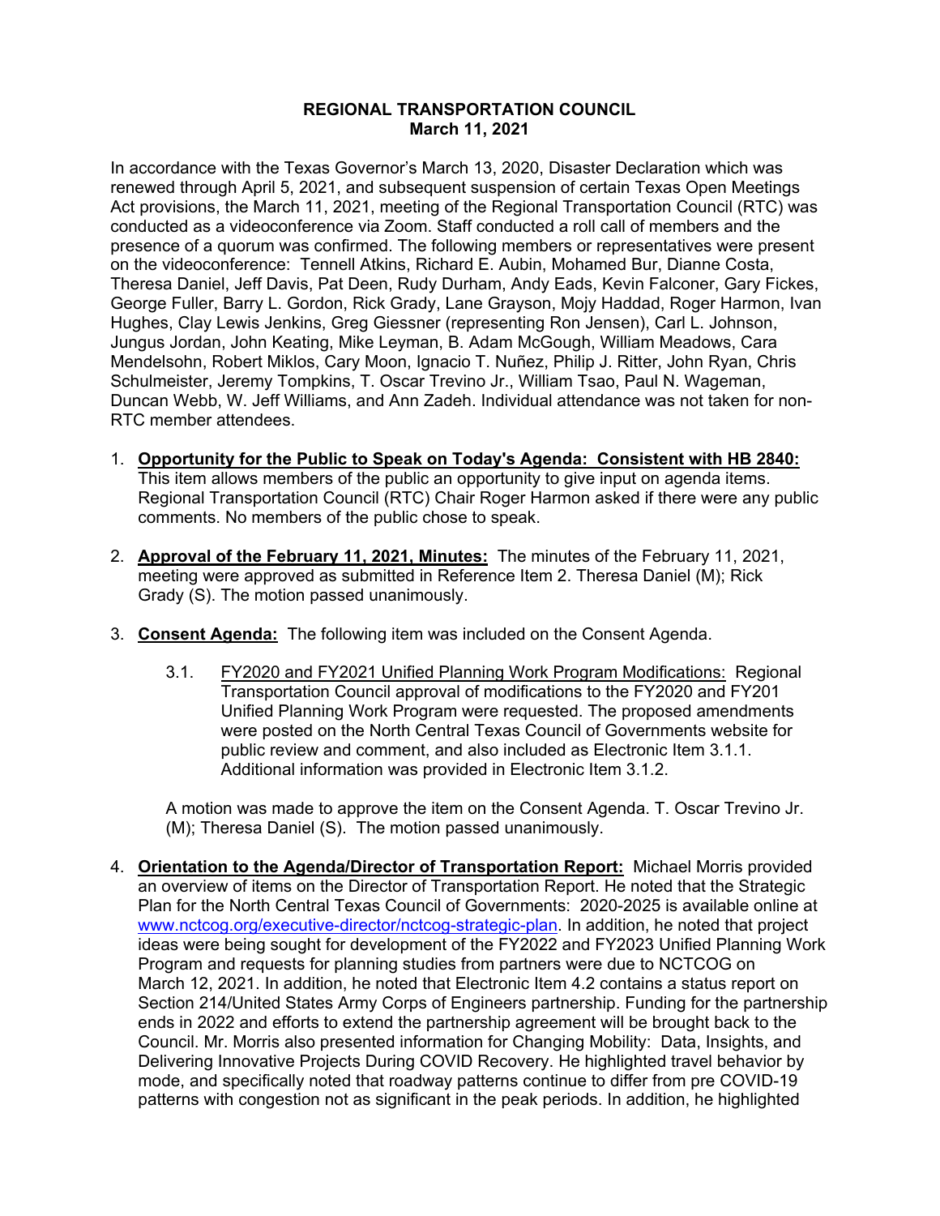# REGIONAL TRANSPORTATION COUNCIL
## March 11, 2021

In accordance with the Texas Governor's March 13, 2020, Disaster Declaration which was renewed through April 5, 2021, and subsequent suspension of certain Texas Open Meetings Act provisions, the March 11, 2021, meeting of the Regional Transportation Council (RTC) was conducted as a videoconference via Zoom. Staff conducted a roll call of members and the presence of a quorum was confirmed. The following members or representatives were present on the videoconference: Tennell Atkins, Richard E. Aubin, Mohamed Bur, Dianne Costa, Theresa Daniel, Jeff Davis, Pat Deen, Rudy Durham, Andy Eads, Kevin Falconer, Gary Fickes, George Fuller, Barry L. Gordon, Rick Grady, Lane Grayson, Mojy Haddad, Roger Harmon, Ivan Hughes, Clay Lewis Jenkins, Greg Giessner (representing Ron Jensen), Carl L. Johnson, Jungus Jordan, John Keating, Mike Leyman, B. Adam McGough, William Meadows, Cara Mendelsohn, Robert Miklos, Cary Moon, Ignacio T. Nuñez, Philip J. Ritter, John Ryan, Chris Schulmeister, Jeremy Tompkins, T. Oscar Trevino Jr., William Tsao, Paul N. Wageman, Duncan Webb, W. Jeff Williams, and Ann Zadeh. Individual attendance was not taken for non-RTC member attendees.

1. **Opportunity for the Public to Speak on Today's Agenda: Consistent with HB 2840:** This item allows members of the public an opportunity to give input on agenda items. Regional Transportation Council (RTC) Chair Roger Harmon asked if there were any public comments. No members of the public chose to speak.

2. **Approval of the February 11, 2021, Minutes:** The minutes of the February 11, 2021, meeting were approved as submitted in Reference Item 2. Theresa Daniel (M); Rick Grady (S). The motion passed unanimously.

3. **Consent Agenda:** The following item was included on the Consent Agenda.

   3.1. FY2020 and FY2021 Unified Planning Work Program Modifications: Regional Transportation Council approval of modifications to the FY2020 and FY201 Unified Planning Work Program were requested. The proposed amendments were posted on the North Central Texas Council of Governments website for public review and comment, and also included as Electronic Item 3.1.1. Additional information was provided in Electronic Item 3.1.2.

   A motion was made to approve the item on the Consent Agenda. T. Oscar Trevino Jr. (M); Theresa Daniel (S). The motion passed unanimously.

4. **Orientation to the Agenda/Director of Transportation Report:** Michael Morris provided an overview of items on the Director of Transportation Report. He noted that the Strategic Plan for the North Central Texas Council of Governments: 2020-2025 is available online at www.nctcog.org/executive-director/nctcog-strategic-plan. In addition, he noted that project ideas were being sought for development of the FY2022 and FY2023 Unified Planning Work Program and requests for planning studies from partners were due to NCTCOG on March 12, 2021. In addition, he noted that Electronic Item 4.2 contains a status report on Section 214/United States Army Corps of Engineers partnership. Funding for the partnership ends in 2022 and efforts to extend the partnership agreement will be brought back to the Council. Mr. Morris also presented information for Changing Mobility: Data, Insights, and Delivering Innovative Projects During COVID Recovery. He highlighted travel behavior by mode, and specifically noted that roadway patterns continue to differ from pre COVID-19 patterns with congestion not as significant in the peak periods. In addition, he highlighted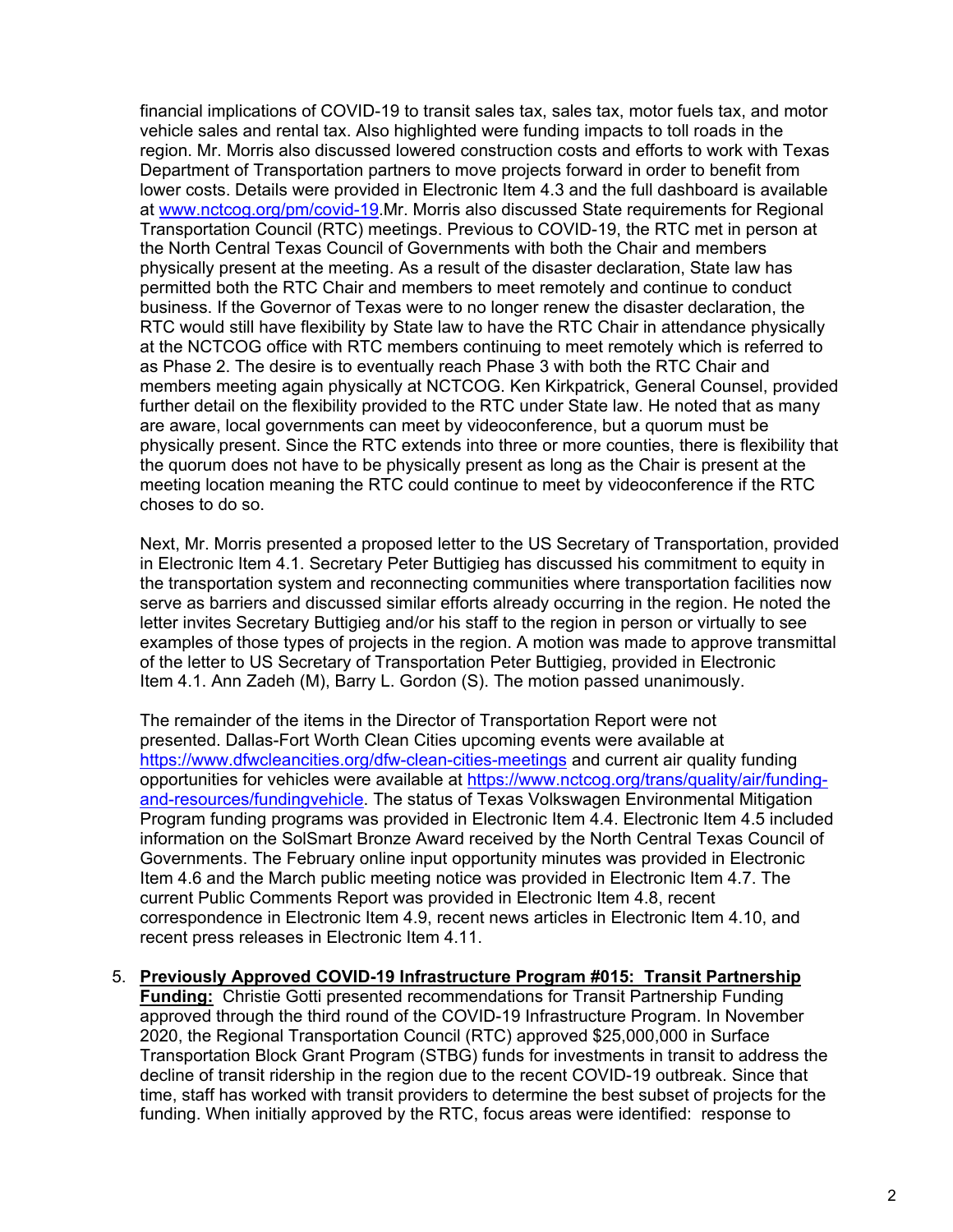financial implications of COVID-19 to transit sales tax, sales tax, motor fuels tax, and motor vehicle sales and rental tax. Also highlighted were funding impacts to toll roads in the region. Mr. Morris also discussed lowered construction costs and efforts to work with Texas Department of Transportation partners to move projects forward in order to benefit from lower costs. Details were provided in Electronic Item 4.3 and the full dashboard is available at www.nctcog.org/pm/covid-19.Mr. Morris also discussed State requirements for Regional Transportation Council (RTC) meetings. Previous to COVID-19, the RTC met in person at the North Central Texas Council of Governments with both the Chair and members physically present at the meeting. As a result of the disaster declaration, State law has permitted both the RTC Chair and members to meet remotely and continue to conduct business. If the Governor of Texas were to no longer renew the disaster declaration, the RTC would still have flexibility by State law to have the RTC Chair in attendance physically at the NCTCOG office with RTC members continuing to meet remotely which is referred to as Phase 2. The desire is to eventually reach Phase 3 with both the RTC Chair and members meeting again physically at NCTCOG. Ken Kirkpatrick, General Counsel, provided further detail on the flexibility provided to the RTC under State law. He noted that as many are aware, local governments can meet by videoconference, but a quorum must be physically present. Since the RTC extends into three or more counties, there is flexibility that the quorum does not have to be physically present as long as the Chair is present at the meeting location meaning the RTC could continue to meet by videoconference if the RTC choses to do so.

Next, Mr. Morris presented a proposed letter to the US Secretary of Transportation, provided in Electronic Item 4.1. Secretary Peter Buttigieg has discussed his commitment to equity in the transportation system and reconnecting communities where transportation facilities now serve as barriers and discussed similar efforts already occurring in the region. He noted the letter invites Secretary Buttigieg and/or his staff to the region in person or virtually to see examples of those types of projects in the region. A motion was made to approve transmittal of the letter to US Secretary of Transportation Peter Buttigieg, provided in Electronic Item 4.1. Ann Zadeh (M), Barry L. Gordon (S). The motion passed unanimously.

The remainder of the items in the Director of Transportation Report were not presented. Dallas-Fort Worth Clean Cities upcoming events were available at https://www.dfwcleancities.org/dfw-clean-cities-meetings and current air quality funding opportunities for vehicles were available at https://www.nctcog.org/trans/quality/air/funding-and-resources/fundingvehicle. The status of Texas Volkswagen Environmental Mitigation Program funding programs was provided in Electronic Item 4.4. Electronic Item 4.5 included information on the SolSmart Bronze Award received by the North Central Texas Council of Governments. The February online input opportunity minutes was provided in Electronic Item 4.6 and the March public meeting notice was provided in Electronic Item 4.7. The current Public Comments Report was provided in Electronic Item 4.8, recent correspondence in Electronic Item 4.9, recent news articles in Electronic Item 4.10, and recent press releases in Electronic Item 4.11.

5. **Previously Approved COVID-19 Infrastructure Program #015: Transit Partnership Funding:** Christie Gotti presented recommendations for Transit Partnership Funding approved through the third round of the COVID-19 Infrastructure Program. In November 2020, the Regional Transportation Council (RTC) approved $25,000,000 in Surface Transportation Block Grant Program (STBG) funds for investments in transit to address the decline of transit ridership in the region due to the recent COVID-19 outbreak. Since that time, staff has worked with transit providers to determine the best subset of projects for the funding. When initially approved by the RTC, focus areas were identified: response to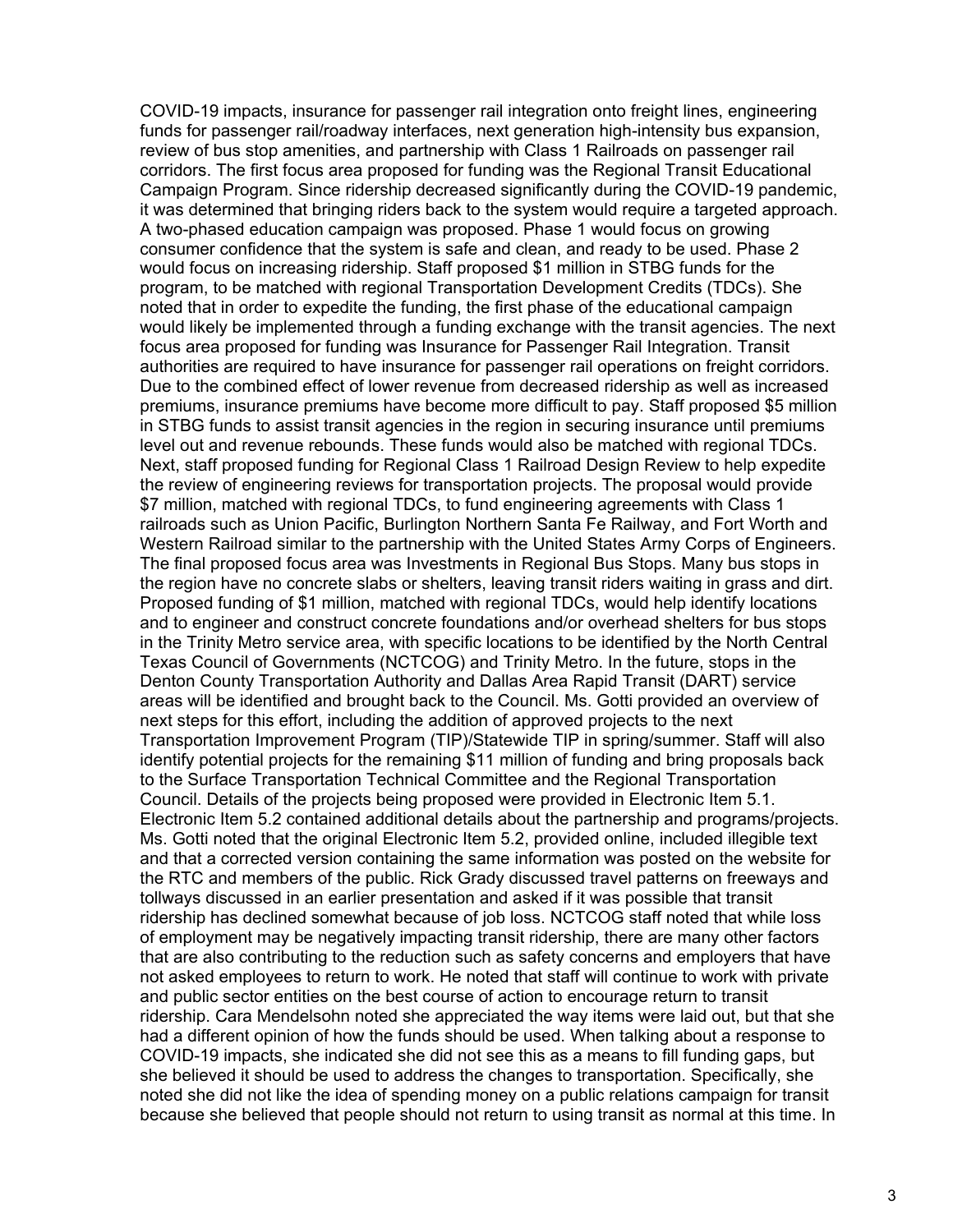COVID-19 impacts, insurance for passenger rail integration onto freight lines, engineering funds for passenger rail/roadway interfaces, next generation high-intensity bus expansion, review of bus stop amenities, and partnership with Class 1 Railroads on passenger rail corridors. The first focus area proposed for funding was the Regional Transit Educational Campaign Program. Since ridership decreased significantly during the COVID-19 pandemic, it was determined that bringing riders back to the system would require a targeted approach. A two-phased education campaign was proposed. Phase 1 would focus on growing consumer confidence that the system is safe and clean, and ready to be used. Phase 2 would focus on increasing ridership. Staff proposed $1 million in STBG funds for the program, to be matched with regional Transportation Development Credits (TDCs). She noted that in order to expedite the funding, the first phase of the educational campaign would likely be implemented through a funding exchange with the transit agencies. The next focus area proposed for funding was Insurance for Passenger Rail Integration. Transit authorities are required to have insurance for passenger rail operations on freight corridors. Due to the combined effect of lower revenue from decreased ridership as well as increased premiums, insurance premiums have become more difficult to pay. Staff proposed $5 million in STBG funds to assist transit agencies in the region in securing insurance until premiums level out and revenue rebounds. These funds would also be matched with regional TDCs. Next, staff proposed funding for Regional Class 1 Railroad Design Review to help expedite the review of engineering reviews for transportation projects. The proposal would provide $7 million, matched with regional TDCs, to fund engineering agreements with Class 1 railroads such as Union Pacific, Burlington Northern Santa Fe Railway, and Fort Worth and Western Railroad similar to the partnership with the United States Army Corps of Engineers. The final proposed focus area was Investments in Regional Bus Stops. Many bus stops in the region have no concrete slabs or shelters, leaving transit riders waiting in grass and dirt. Proposed funding of $1 million, matched with regional TDCs, would help identify locations and to engineer and construct concrete foundations and/or overhead shelters for bus stops in the Trinity Metro service area, with specific locations to be identified by the North Central Texas Council of Governments (NCTCOG) and Trinity Metro. In the future, stops in the Denton County Transportation Authority and Dallas Area Rapid Transit (DART) service areas will be identified and brought back to the Council. Ms. Gotti provided an overview of next steps for this effort, including the addition of approved projects to the next Transportation Improvement Program (TIP)/Statewide TIP in spring/summer. Staff will also identify potential projects for the remaining $11 million of funding and bring proposals back to the Surface Transportation Technical Committee and the Regional Transportation Council. Details of the projects being proposed were provided in Electronic Item 5.1. Electronic Item 5.2 contained additional details about the partnership and programs/projects. Ms. Gotti noted that the original Electronic Item 5.2, provided online, included illegible text and that a corrected version containing the same information was posted on the website for the RTC and members of the public. Rick Grady discussed travel patterns on freeways and tollways discussed in an earlier presentation and asked if it was possible that transit ridership has declined somewhat because of job loss. NCTCOG staff noted that while loss of employment may be negatively impacting transit ridership, there are many other factors that are also contributing to the reduction such as safety concerns and employers that have not asked employees to return to work. He noted that staff will continue to work with private and public sector entities on the best course of action to encourage return to transit ridership. Cara Mendelsohn noted she appreciated the way items were laid out, but that she had a different opinion of how the funds should be used. When talking about a response to COVID-19 impacts, she indicated she did not see this as a means to fill funding gaps, but she believed it should be used to address the changes to transportation. Specifically, she noted she did not like the idea of spending money on a public relations campaign for transit because she believed that people should not return to using transit as normal at this time. In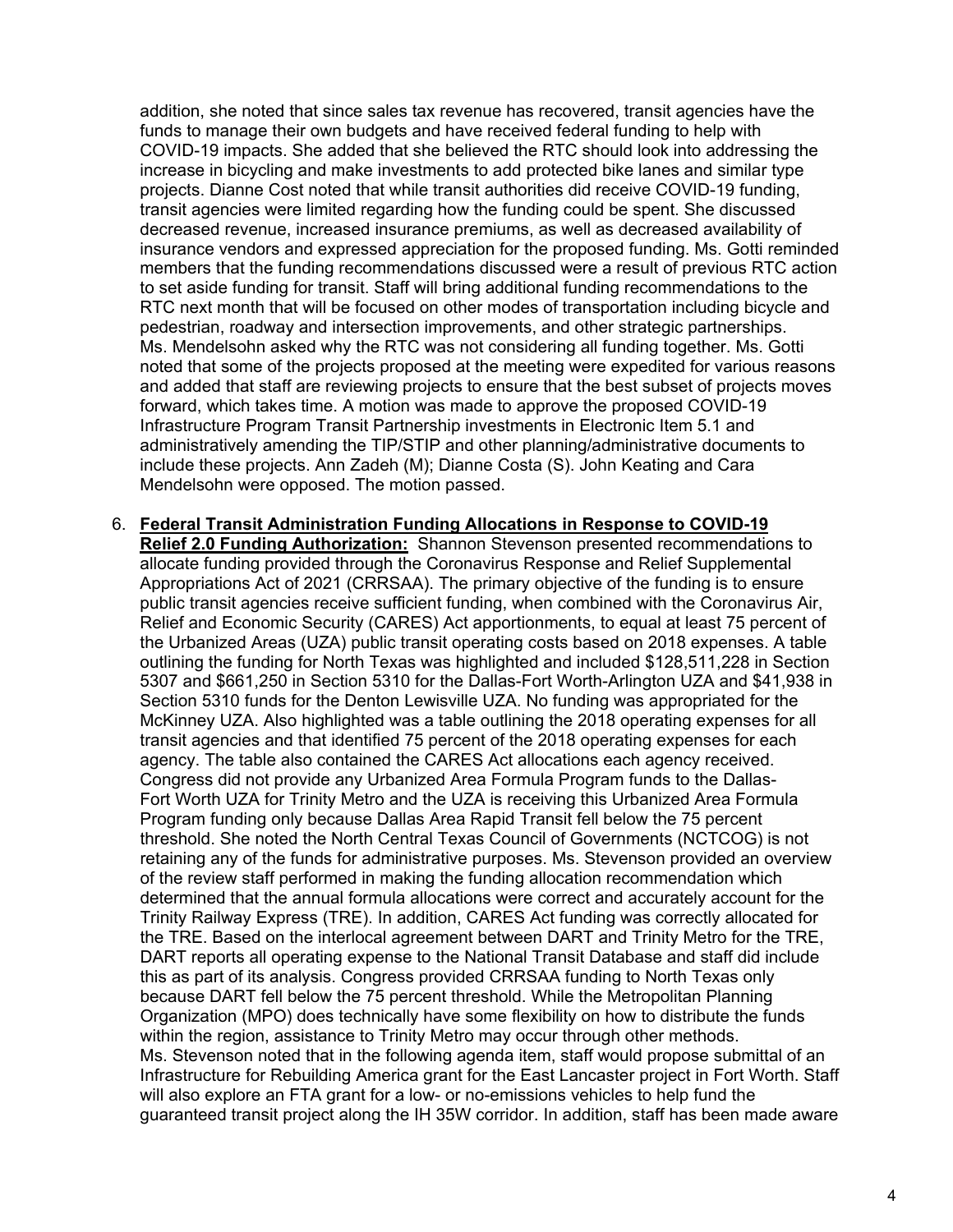addition, she noted that since sales tax revenue has recovered, transit agencies have the funds to manage their own budgets and have received federal funding to help with COVID-19 impacts. She added that she believed the RTC should look into addressing the increase in bicycling and make investments to add protected bike lanes and similar type projects. Dianne Cost noted that while transit authorities did receive COVID-19 funding, transit agencies were limited regarding how the funding could be spent. She discussed decreased revenue, increased insurance premiums, as well as decreased availability of insurance vendors and expressed appreciation for the proposed funding. Ms. Gotti reminded members that the funding recommendations discussed were a result of previous RTC action to set aside funding for transit. Staff will bring additional funding recommendations to the RTC next month that will be focused on other modes of transportation including bicycle and pedestrian, roadway and intersection improvements, and other strategic partnerships. Ms. Mendelsohn asked why the RTC was not considering all funding together. Ms. Gotti noted that some of the projects proposed at the meeting were expedited for various reasons and added that staff are reviewing projects to ensure that the best subset of projects moves forward, which takes time. A motion was made to approve the proposed COVID-19 Infrastructure Program Transit Partnership investments in Electronic Item 5.1 and administratively amending the TIP/STIP and other planning/administrative documents to include these projects. Ann Zadeh (M); Dianne Costa (S). John Keating and Cara Mendelsohn were opposed. The motion passed.

6. **Federal Transit Administration Funding Allocations in Response to COVID-19 Relief 2.0 Funding Authorization:** Shannon Stevenson presented recommendations to allocate funding provided through the Coronavirus Response and Relief Supplemental Appropriations Act of 2021 (CRRSAA). The primary objective of the funding is to ensure public transit agencies receive sufficient funding, when combined with the Coronavirus Air, Relief and Economic Security (CARES) Act apportionments, to equal at least 75 percent of the Urbanized Areas (UZA) public transit operating costs based on 2018 expenses. A table outlining the funding for North Texas was highlighted and included $128,511,228 in Section 5307 and $661,250 in Section 5310 for the Dallas-Fort Worth-Arlington UZA and $41,938 in Section 5310 funds for the Denton Lewisville UZA. No funding was appropriated for the McKinney UZA. Also highlighted was a table outlining the 2018 operating expenses for all transit agencies and that identified 75 percent of the 2018 operating expenses for each agency. The table also contained the CARES Act allocations each agency received. Congress did not provide any Urbanized Area Formula Program funds to the Dallas-Fort Worth UZA for Trinity Metro and the UZA is receiving this Urbanized Area Formula Program funding only because Dallas Area Rapid Transit fell below the 75 percent threshold. She noted the North Central Texas Council of Governments (NCTCOG) is not retaining any of the funds for administrative purposes. Ms. Stevenson provided an overview of the review staff performed in making the funding allocation recommendation which determined that the annual formula allocations were correct and accurately account for the Trinity Railway Express (TRE). In addition, CARES Act funding was correctly allocated for the TRE. Based on the interlocal agreement between DART and Trinity Metro for the TRE, DART reports all operating expense to the National Transit Database and staff did include this as part of its analysis. Congress provided CRRSAA funding to North Texas only because DART fell below the 75 percent threshold. While the Metropolitan Planning Organization (MPO) does technically have some flexibility on how to distribute the funds within the region, assistance to Trinity Metro may occur through other methods. Ms. Stevenson noted that in the following agenda item, staff would propose submittal of an Infrastructure for Rebuilding America grant for the East Lancaster project in Fort Worth. Staff will also explore an FTA grant for a low- or no-emissions vehicles to help fund the guaranteed transit project along the IH 35W corridor. In addition, staff has been made aware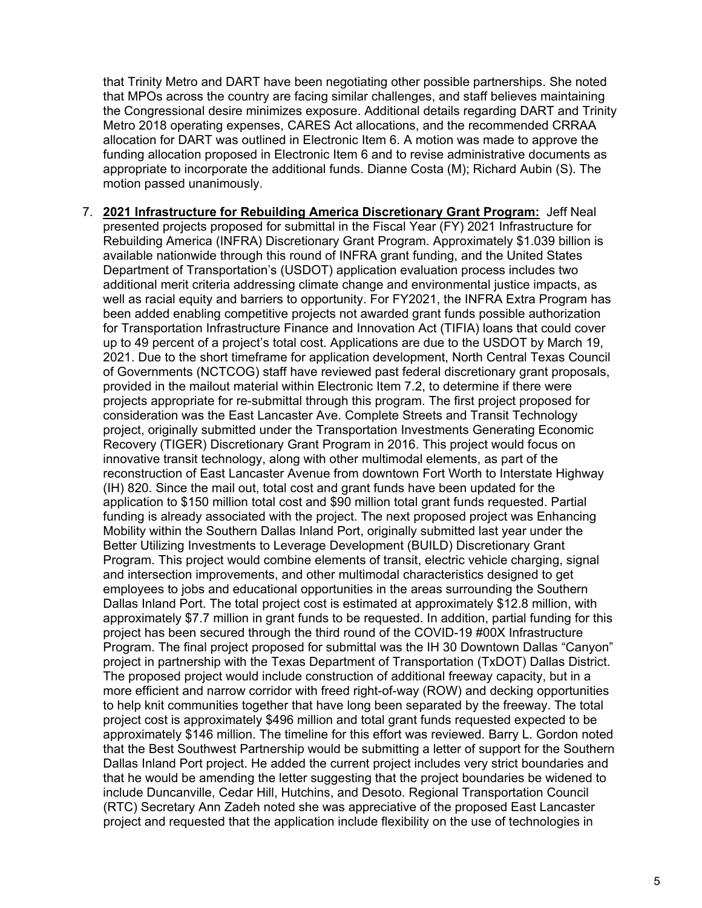that Trinity Metro and DART have been negotiating other possible partnerships. She noted that MPOs across the country are facing similar challenges, and staff believes maintaining the Congressional desire minimizes exposure. Additional details regarding DART and Trinity Metro 2018 operating expenses, CARES Act allocations, and the recommended CRRAA allocation for DART was outlined in Electronic Item 6. A motion was made to approve the funding allocation proposed in Electronic Item 6 and to revise administrative documents as appropriate to incorporate the additional funds. Dianne Costa (M); Richard Aubin (S). The motion passed unanimously.

7. **2021 Infrastructure for Rebuilding America Discretionary Grant Program:** Jeff Neal presented projects proposed for submittal in the Fiscal Year (FY) 2021 Infrastructure for Rebuilding America (INFRA) Discretionary Grant Program. Approximately $1.039 billion is available nationwide through this round of INFRA grant funding, and the United States Department of Transportation's (USDOT) application evaluation process includes two additional merit criteria addressing climate change and environmental justice impacts, as well as racial equity and barriers to opportunity. For FY2021, the INFRA Extra Program has been added enabling competitive projects not awarded grant funds possible authorization for Transportation Infrastructure Finance and Innovation Act (TIFIA) loans that could cover up to 49 percent of a project's total cost. Applications are due to the USDOT by March 19, 2021. Due to the short timeframe for application development, North Central Texas Council of Governments (NCTCOG) staff have reviewed past federal discretionary grant proposals, provided in the mailout material within Electronic Item 7.2, to determine if there were projects appropriate for re-submittal through this program. The first project proposed for consideration was the East Lancaster Ave. Complete Streets and Transit Technology project, originally submitted under the Transportation Investments Generating Economic Recovery (TIGER) Discretionary Grant Program in 2016. This project would focus on innovative transit technology, along with other multimodal elements, as part of the reconstruction of East Lancaster Avenue from downtown Fort Worth to Interstate Highway (IH) 820. Since the mail out, total cost and grant funds have been updated for the application to $150 million total cost and $90 million total grant funds requested. Partial funding is already associated with the project. The next proposed project was Enhancing Mobility within the Southern Dallas Inland Port, originally submitted last year under the Better Utilizing Investments to Leverage Development (BUILD) Discretionary Grant Program. This project would combine elements of transit, electric vehicle charging, signal and intersection improvements, and other multimodal characteristics designed to get employees to jobs and educational opportunities in the areas surrounding the Southern Dallas Inland Port. The total project cost is estimated at approximately $12.8 million, with approximately $7.7 million in grant funds to be requested. In addition, partial funding for this project has been secured through the third round of the COVID-19 #00X Infrastructure Program. The final project proposed for submittal was the IH 30 Downtown Dallas "Canyon" project in partnership with the Texas Department of Transportation (TxDOT) Dallas District. The proposed project would include construction of additional freeway capacity, but in a more efficient and narrow corridor with freed right-of-way (ROW) and decking opportunities to help knit communities together that have long been separated by the freeway. The total project cost is approximately $496 million and total grant funds requested expected to be approximately $146 million. The timeline for this effort was reviewed. Barry L. Gordon noted that the Best Southwest Partnership would be submitting a letter of support for the Southern Dallas Inland Port project. He added the current project includes very strict boundaries and that he would be amending the letter suggesting that the project boundaries be widened to include Duncanville, Cedar Hill, Hutchins, and Desoto. Regional Transportation Council (RTC) Secretary Ann Zadeh noted she was appreciative of the proposed East Lancaster project and requested that the application include flexibility on the use of technologies in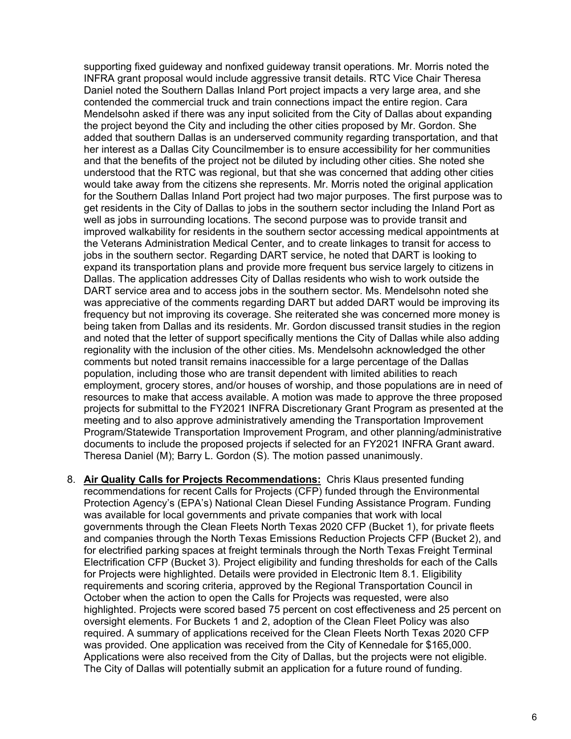supporting fixed guideway and nonfixed guideway transit operations. Mr. Morris noted the INFRA grant proposal would include aggressive transit details. RTC Vice Chair Theresa Daniel noted the Southern Dallas Inland Port project impacts a very large area, and she contended the commercial truck and train connections impact the entire region. Cara Mendelsohn asked if there was any input solicited from the City of Dallas about expanding the project beyond the City and including the other cities proposed by Mr. Gordon. She added that southern Dallas is an underserved community regarding transportation, and that her interest as a Dallas City Councilmember is to ensure accessibility for her communities and that the benefits of the project not be diluted by including other cities. She noted she understood that the RTC was regional, but that she was concerned that adding other cities would take away from the citizens she represents. Mr. Morris noted the original application for the Southern Dallas Inland Port project had two major purposes. The first purpose was to get residents in the City of Dallas to jobs in the southern sector including the Inland Port as well as jobs in surrounding locations. The second purpose was to provide transit and improved walkability for residents in the southern sector accessing medical appointments at the Veterans Administration Medical Center, and to create linkages to transit for access to jobs in the southern sector. Regarding DART service, he noted that DART is looking to expand its transportation plans and provide more frequent bus service largely to citizens in Dallas. The application addresses City of Dallas residents who wish to work outside the DART service area and to access jobs in the southern sector. Ms. Mendelsohn noted she was appreciative of the comments regarding DART but added DART would be improving its frequency but not improving its coverage. She reiterated she was concerned more money is being taken from Dallas and its residents. Mr. Gordon discussed transit studies in the region and noted that the letter of support specifically mentions the City of Dallas while also adding regionality with the inclusion of the other cities. Ms. Mendelsohn acknowledged the other comments but noted transit remains inaccessible for a large percentage of the Dallas population, including those who are transit dependent with limited abilities to reach employment, grocery stores, and/or houses of worship, and those populations are in need of resources to make that access available. A motion was made to approve the three proposed projects for submittal to the FY2021 INFRA Discretionary Grant Program as presented at the meeting and to also approve administratively amending the Transportation Improvement Program/Statewide Transportation Improvement Program, and other planning/administrative documents to include the proposed projects if selected for an FY2021 INFRA Grant award. Theresa Daniel (M); Barry L. Gordon (S). The motion passed unanimously.

8. **Air Quality Calls for Projects Recommendations:** Chris Klaus presented funding recommendations for recent Calls for Projects (CFP) funded through the Environmental Protection Agency's (EPA's) National Clean Diesel Funding Assistance Program. Funding was available for local governments and private companies that work with local governments through the Clean Fleets North Texas 2020 CFP (Bucket 1), for private fleets and companies through the North Texas Emissions Reduction Projects CFP (Bucket 2), and for electrified parking spaces at freight terminals through the North Texas Freight Terminal Electrification CFP (Bucket 3). Project eligibility and funding thresholds for each of the Calls for Projects were highlighted. Details were provided in Electronic Item 8.1. Eligibility requirements and scoring criteria, approved by the Regional Transportation Council in October when the action to open the Calls for Projects was requested, were also highlighted. Projects were scored based 75 percent on cost effectiveness and 25 percent on oversight elements. For Buckets 1 and 2, adoption of the Clean Fleet Policy was also required. A summary of applications received for the Clean Fleets North Texas 2020 CFP was provided. One application was received from the City of Kennedale for $165,000. Applications were also received from the City of Dallas, but the projects were not eligible. The City of Dallas will potentially submit an application for a future round of funding.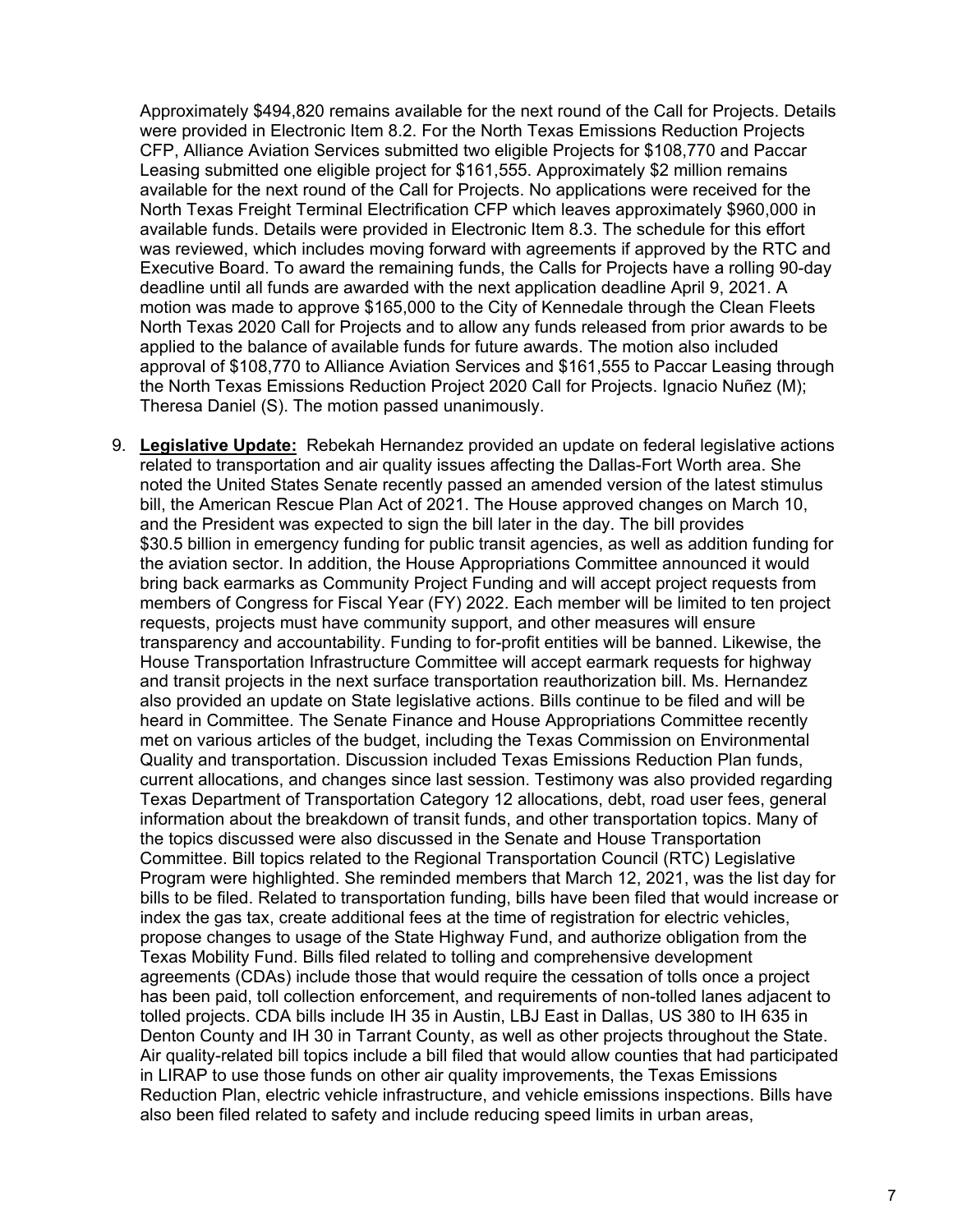Approximately $494,820 remains available for the next round of the Call for Projects. Details were provided in Electronic Item 8.2. For the North Texas Emissions Reduction Projects CFP, Alliance Aviation Services submitted two eligible Projects for $108,770 and Paccar Leasing submitted one eligible project for $161,555. Approximately $2 million remains available for the next round of the Call for Projects. No applications were received for the North Texas Freight Terminal Electrification CFP which leaves approximately $960,000 in available funds. Details were provided in Electronic Item 8.3. The schedule for this effort was reviewed, which includes moving forward with agreements if approved by the RTC and Executive Board. To award the remaining funds, the Calls for Projects have a rolling 90-day deadline until all funds are awarded with the next application deadline April 9, 2021. A motion was made to approve $165,000 to the City of Kennedale through the Clean Fleets North Texas 2020 Call for Projects and to allow any funds released from prior awards to be applied to the balance of available funds for future awards. The motion also included approval of $108,770 to Alliance Aviation Services and $161,555 to Paccar Leasing through the North Texas Emissions Reduction Project 2020 Call for Projects. Ignacio Nuñez (M); Theresa Daniel (S). The motion passed unanimously.

9. **Legislative Update:** Rebekah Hernandez provided an update on federal legislative actions related to transportation and air quality issues affecting the Dallas-Fort Worth area. She noted the United States Senate recently passed an amended version of the latest stimulus bill, the American Rescue Plan Act of 2021. The House approved changes on March 10, and the President was expected to sign the bill later in the day. The bill provides $30.5 billion in emergency funding for public transit agencies, as well as addition funding for the aviation sector. In addition, the House Appropriations Committee announced it would bring back earmarks as Community Project Funding and will accept project requests from members of Congress for Fiscal Year (FY) 2022. Each member will be limited to ten project requests, projects must have community support, and other measures will ensure transparency and accountability. Funding to for-profit entities will be banned. Likewise, the House Transportation Infrastructure Committee will accept earmark requests for highway and transit projects in the next surface transportation reauthorization bill. Ms. Hernandez also provided an update on State legislative actions. Bills continue to be filed and will be heard in Committee. The Senate Finance and House Appropriations Committee recently met on various articles of the budget, including the Texas Commission on Environmental Quality and transportation. Discussion included Texas Emissions Reduction Plan funds, current allocations, and changes since last session. Testimony was also provided regarding Texas Department of Transportation Category 12 allocations, debt, road user fees, general information about the breakdown of transit funds, and other transportation topics. Many of the topics discussed were also discussed in the Senate and House Transportation Committee. Bill topics related to the Regional Transportation Council (RTC) Legislative Program were highlighted. She reminded members that March 12, 2021, was the list day for bills to be filed. Related to transportation funding, bills have been filed that would increase or index the gas tax, create additional fees at the time of registration for electric vehicles, propose changes to usage of the State Highway Fund, and authorize obligation from the Texas Mobility Fund. Bills filed related to tolling and comprehensive development agreements (CDAs) include those that would require the cessation of tolls once a project has been paid, toll collection enforcement, and requirements of non-tolled lanes adjacent to tolled projects. CDA bills include IH 35 in Austin, LBJ East in Dallas, US 380 to IH 635 in Denton County and IH 30 in Tarrant County, as well as other projects throughout the State. Air quality-related bill topics include a bill filed that would allow counties that had participated in LIRAP to use those funds on other air quality improvements, the Texas Emissions Reduction Plan, electric vehicle infrastructure, and vehicle emissions inspections. Bills have also been filed related to safety and include reducing speed limits in urban areas,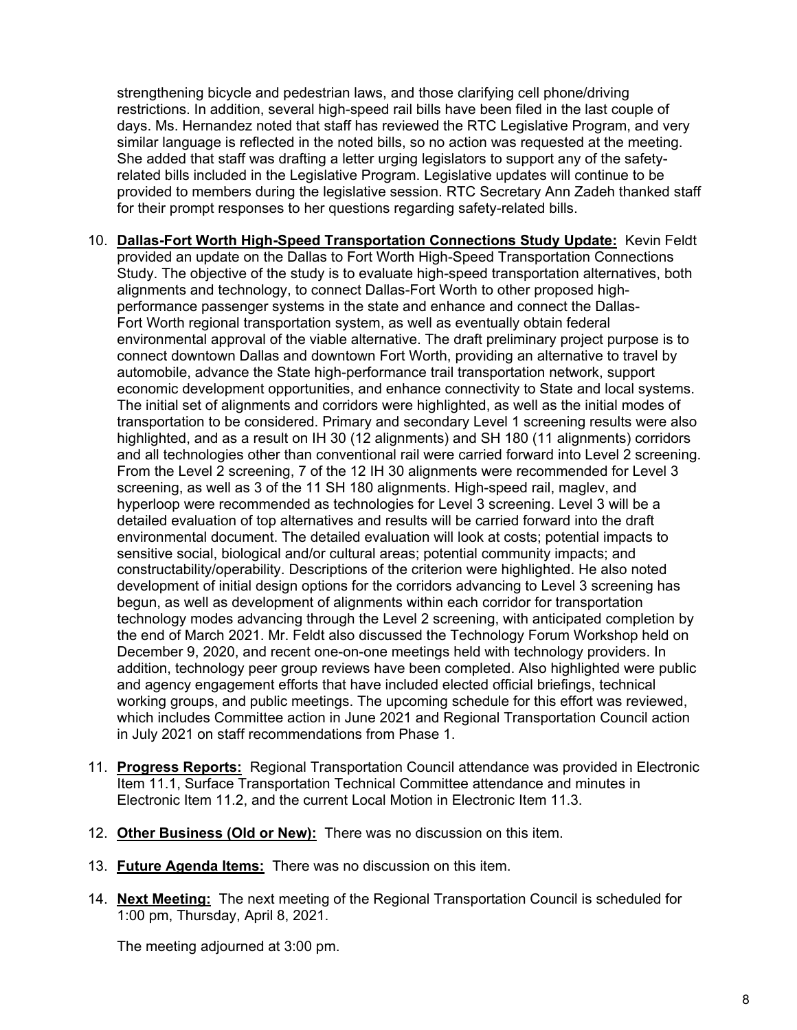strengthening bicycle and pedestrian laws, and those clarifying cell phone/driving restrictions. In addition, several high-speed rail bills have been filed in the last couple of days. Ms. Hernandez noted that staff has reviewed the RTC Legislative Program, and very similar language is reflected in the noted bills, so no action was requested at the meeting. She added that staff was drafting a letter urging legislators to support any of the safety-related bills included in the Legislative Program. Legislative updates will continue to be provided to members during the legislative session. RTC Secretary Ann Zadeh thanked staff for their prompt responses to her questions regarding safety-related bills.

10. **Dallas-Fort Worth High-Speed Transportation Connections Study Update:** Kevin Feldt provided an update on the Dallas to Fort Worth High-Speed Transportation Connections Study. The objective of the study is to evaluate high-speed transportation alternatives, both alignments and technology, to connect Dallas-Fort Worth to other proposed high-performance passenger systems in the state and enhance and connect the Dallas-Fort Worth regional transportation system, as well as eventually obtain federal environmental approval of the viable alternative. The draft preliminary project purpose is to connect downtown Dallas and downtown Fort Worth, providing an alternative to travel by automobile, advance the State high-performance trail transportation network, support economic development opportunities, and enhance connectivity to State and local systems. The initial set of alignments and corridors were highlighted, as well as the initial modes of transportation to be considered. Primary and secondary Level 1 screening results were also highlighted, and as a result on IH 30 (12 alignments) and SH 180 (11 alignments) corridors and all technologies other than conventional rail were carried forward into Level 2 screening. From the Level 2 screening, 7 of the 12 IH 30 alignments were recommended for Level 3 screening, as well as 3 of the 11 SH 180 alignments. High-speed rail, maglev, and hyperloop were recommended as technologies for Level 3 screening. Level 3 will be a detailed evaluation of top alternatives and results will be carried forward into the draft environmental document. The detailed evaluation will look at costs; potential impacts to sensitive social, biological and/or cultural areas; potential community impacts; and constructability/operability. Descriptions of the criterion were highlighted. He also noted development of initial design options for the corridors advancing to Level 3 screening has begun, as well as development of alignments within each corridor for transportation technology modes advancing through the Level 2 screening, with anticipated completion by the end of March 2021. Mr. Feldt also discussed the Technology Forum Workshop held on December 9, 2020, and recent one-on-one meetings held with technology providers. In addition, technology peer group reviews have been completed. Also highlighted were public and agency engagement efforts that have included elected official briefings, technical working groups, and public meetings. The upcoming schedule for this effort was reviewed, which includes Committee action in June 2021 and Regional Transportation Council action in July 2021 on staff recommendations from Phase 1.

11. **Progress Reports:** Regional Transportation Council attendance was provided in Electronic Item 11.1, Surface Transportation Technical Committee attendance and minutes in Electronic Item 11.2, and the current Local Motion in Electronic Item 11.3.

12. **Other Business (Old or New):** There was no discussion on this item.

13. **Future Agenda Items:** There was no discussion on this item.

14. **Next Meeting:** The next meeting of the Regional Transportation Council is scheduled for 1:00 pm, Thursday, April 8, 2021.

    The meeting adjourned at 3:00 pm.